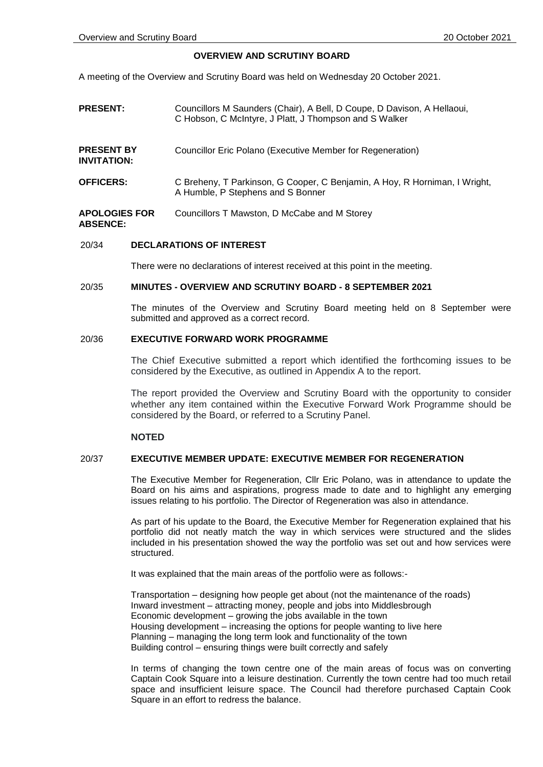# OVERVIEW AND SCRUTINY BOARD

A meeting of the Overview and Scrutiny Board was held on Wednesday 20 October 2021.

**PRESENT:** Councillors M Saunders (Chair), A Bell, D Coupe, D Davison, A Hellaoui, C Hobson, C McIntyre, J Platt, J Thompson and S Walker

**PRESENT BY INVITATION:** Councillor Eric Polano (Executive Member for Regeneration)

**OFFICERS:** C Breheny, T Parkinson, G Cooper, C Benjamin, A Hoy, R Horniman, I Wright, A Humble, P Stephens and S Bonner

**APOLOGIES FOR ABSENCE:** Councillors T Mawston, D McCabe and M Storey

## 20/34 DECLARATIONS OF INTEREST

There were no declarations of interest received at this point in the meeting.

## 20/35 MINUTES - OVERVIEW AND SCRUTINY BOARD - 8 SEPTEMBER 2021

The minutes of the Overview and Scrutiny Board meeting held on 8 September were submitted and approved as a correct record.

## 20/36 EXECUTIVE FORWARD WORK PROGRAMME

The Chief Executive submitted a report which identified the forthcoming issues to be considered by the Executive, as outlined in Appendix A to the report.

The report provided the Overview and Scrutiny Board with the opportunity to consider whether any item contained within the Executive Forward Work Programme should be considered by the Board, or referred to a Scrutiny Panel.

**NOTED**

## 20/37 EXECUTIVE MEMBER UPDATE: EXECUTIVE MEMBER FOR REGENERATION

The Executive Member for Regeneration, Cllr Eric Polano, was in attendance to update the Board on his aims and aspirations, progress made to date and to highlight any emerging issues relating to his portfolio. The Director of Regeneration was also in attendance.

As part of his update to the Board, the Executive Member for Regeneration explained that his portfolio did not neatly match the way in which services were structured and the slides included in his presentation showed the way the portfolio was set out and how services were structured.

It was explained that the main areas of the portfolio were as follows:-

Transportation – designing how people get about (not the maintenance of the roads)
Inward investment – attracting money, people and jobs into Middlesbrough
Economic development – growing the jobs available in the town
Housing development – increasing the options for people wanting to live here
Planning – managing the long term look and functionality of the town
Building control – ensuring things were built correctly and safely

In terms of changing the town centre one of the main areas of focus was on converting Captain Cook Square into a leisure destination. Currently the town centre had too much retail space and insufficient leisure space. The Council had therefore purchased Captain Cook Square in an effort to redress the balance.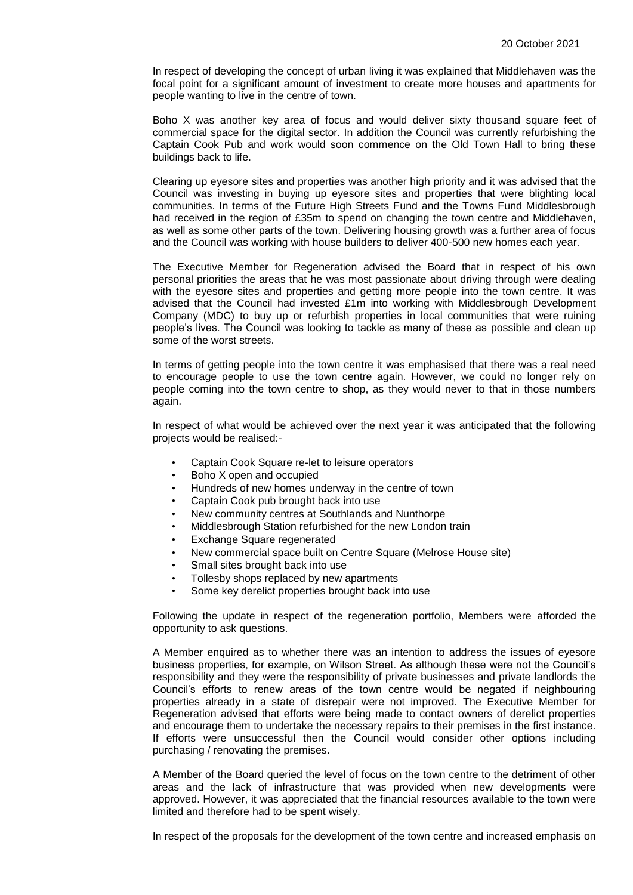In respect of developing the concept of urban living it was explained that Middlehaven was the focal point for a significant amount of investment to create more houses and apartments for people wanting to live in the centre of town.

Boho X was another key area of focus and would deliver sixty thousand square feet of commercial space for the digital sector. In addition the Council was currently refurbishing the Captain Cook Pub and work would soon commence on the Old Town Hall to bring these buildings back to life.

Clearing up eyesore sites and properties was another high priority and it was advised that the Council was investing in buying up eyesore sites and properties that were blighting local communities. In terms of the Future High Streets Fund and the Towns Fund Middlesbrough had received in the region of £35m to spend on changing the town centre and Middlehaven, as well as some other parts of the town. Delivering housing growth was a further area of focus and the Council was working with house builders to deliver 400-500 new homes each year.

The Executive Member for Regeneration advised the Board that in respect of his own personal priorities the areas that he was most passionate about driving through were dealing with the eyesore sites and properties and getting more people into the town centre. It was advised that the Council had invested £1m into working with Middlesbrough Development Company (MDC) to buy up or refurbish properties in local communities that were ruining people's lives. The Council was looking to tackle as many of these as possible and clean up some of the worst streets.

In terms of getting people into the town centre it was emphasised that there was a real need to encourage people to use the town centre again. However, we could no longer rely on people coming into the town centre to shop, as they would never to that in those numbers again.

In respect of what would be achieved over the next year it was anticipated that the following projects would be realised:-

- Captain Cook Square re-let to leisure operators
- Boho X open and occupied
- Hundreds of new homes underway in the centre of town
- Captain Cook pub brought back into use
- New community centres at Southlands and Nunthorpe
- Middlesbrough Station refurbished for the new London train
- Exchange Square regenerated
- New commercial space built on Centre Square (Melrose House site)
- Small sites brought back into use
- Tollesby shops replaced by new apartments
- Some key derelict properties brought back into use

Following the update in respect of the regeneration portfolio, Members were afforded the opportunity to ask questions.

A Member enquired as to whether there was an intention to address the issues of eyesore business properties, for example, on Wilson Street. As although these were not the Council's responsibility and they were the responsibility of private businesses and private landlords the Council's efforts to renew areas of the town centre would be negated if neighbouring properties already in a state of disrepair were not improved. The Executive Member for Regeneration advised that efforts were being made to contact owners of derelict properties and encourage them to undertake the necessary repairs to their premises in the first instance. If efforts were unsuccessful then the Council would consider other options including purchasing / renovating the premises.

A Member of the Board queried the level of focus on the town centre to the detriment of other areas and the lack of infrastructure that was provided when new developments were approved. However, it was appreciated that the financial resources available to the town were limited and therefore had to be spent wisely.

In respect of the proposals for the development of the town centre and increased emphasis on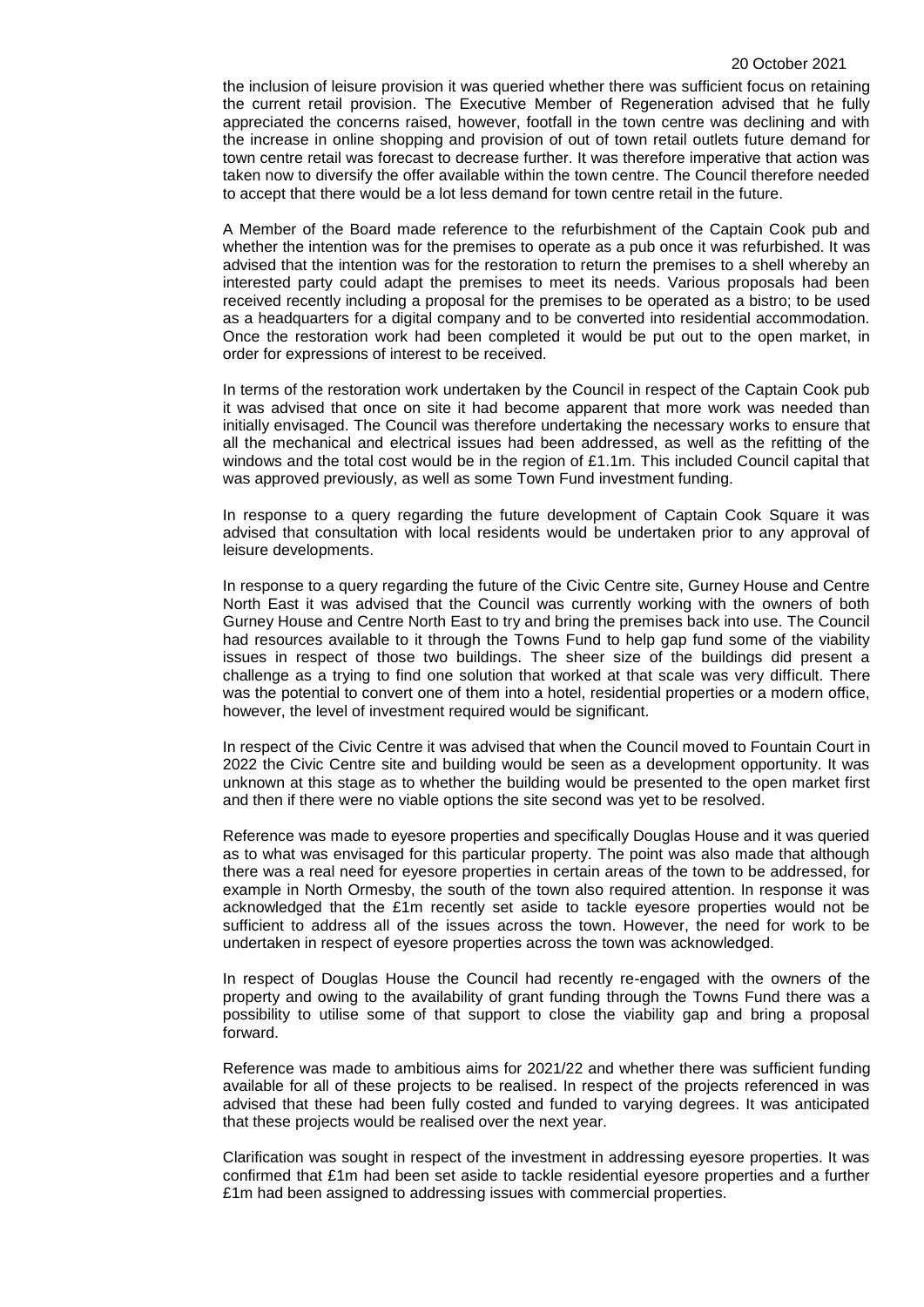the inclusion of leisure provision it was queried whether there was sufficient focus on retaining the current retail provision. The Executive Member of Regeneration advised that he fully appreciated the concerns raised, however, footfall in the town centre was declining and with the increase in online shopping and provision of out of town retail outlets future demand for town centre retail was forecast to decrease further. It was therefore imperative that action was taken now to diversify the offer available within the town centre. The Council therefore needed to accept that there would be a lot less demand for town centre retail in the future.

A Member of the Board made reference to the refurbishment of the Captain Cook pub and whether the intention was for the premises to operate as a pub once it was refurbished. It was advised that the intention was for the restoration to return the premises to a shell whereby an interested party could adapt the premises to meet its needs. Various proposals had been received recently including a proposal for the premises to be operated as a bistro; to be used as a headquarters for a digital company and to be converted into residential accommodation. Once the restoration work had been completed it would be put out to the open market, in order for expressions of interest to be received.

In terms of the restoration work undertaken by the Council in respect of the Captain Cook pub it was advised that once on site it had become apparent that more work was needed than initially envisaged. The Council was therefore undertaking the necessary works to ensure that all the mechanical and electrical issues had been addressed, as well as the refitting of the windows and the total cost would be in the region of £1.1m. This included Council capital that was approved previously, as well as some Town Fund investment funding.

In response to a query regarding the future development of Captain Cook Square it was advised that consultation with local residents would be undertaken prior to any approval of leisure developments.

In response to a query regarding the future of the Civic Centre site, Gurney House and Centre North East it was advised that the Council was currently working with the owners of both Gurney House and Centre North East to try and bring the premises back into use. The Council had resources available to it through the Towns Fund to help gap fund some of the viability issues in respect of those two buildings. The sheer size of the buildings did present a challenge as a trying to find one solution that worked at that scale was very difficult. There was the potential to convert one of them into a hotel, residential properties or a modern office, however, the level of investment required would be significant.

In respect of the Civic Centre it was advised that when the Council moved to Fountain Court in 2022 the Civic Centre site and building would be seen as a development opportunity. It was unknown at this stage as to whether the building would be presented to the open market first and then if there were no viable options the site second was yet to be resolved.

Reference was made to eyesore properties and specifically Douglas House and it was queried as to what was envisaged for this particular property. The point was also made that although there was a real need for eyesore properties in certain areas of the town to be addressed, for example in North Ormesby, the south of the town also required attention. In response it was acknowledged that the £1m recently set aside to tackle eyesore properties would not be sufficient to address all of the issues across the town. However, the need for work to be undertaken in respect of eyesore properties across the town was acknowledged.

In respect of Douglas House the Council had recently re-engaged with the owners of the property and owing to the availability of grant funding through the Towns Fund there was a possibility to utilise some of that support to close the viability gap and bring a proposal forward.

Reference was made to ambitious aims for 2021/22 and whether there was sufficient funding available for all of these projects to be realised. In respect of the projects referenced in was advised that these had been fully costed and funded to varying degrees. It was anticipated that these projects would be realised over the next year.

Clarification was sought in respect of the investment in addressing eyesore properties. It was confirmed that £1m had been set aside to tackle residential eyesore properties and a further £1m had been assigned to addressing issues with commercial properties.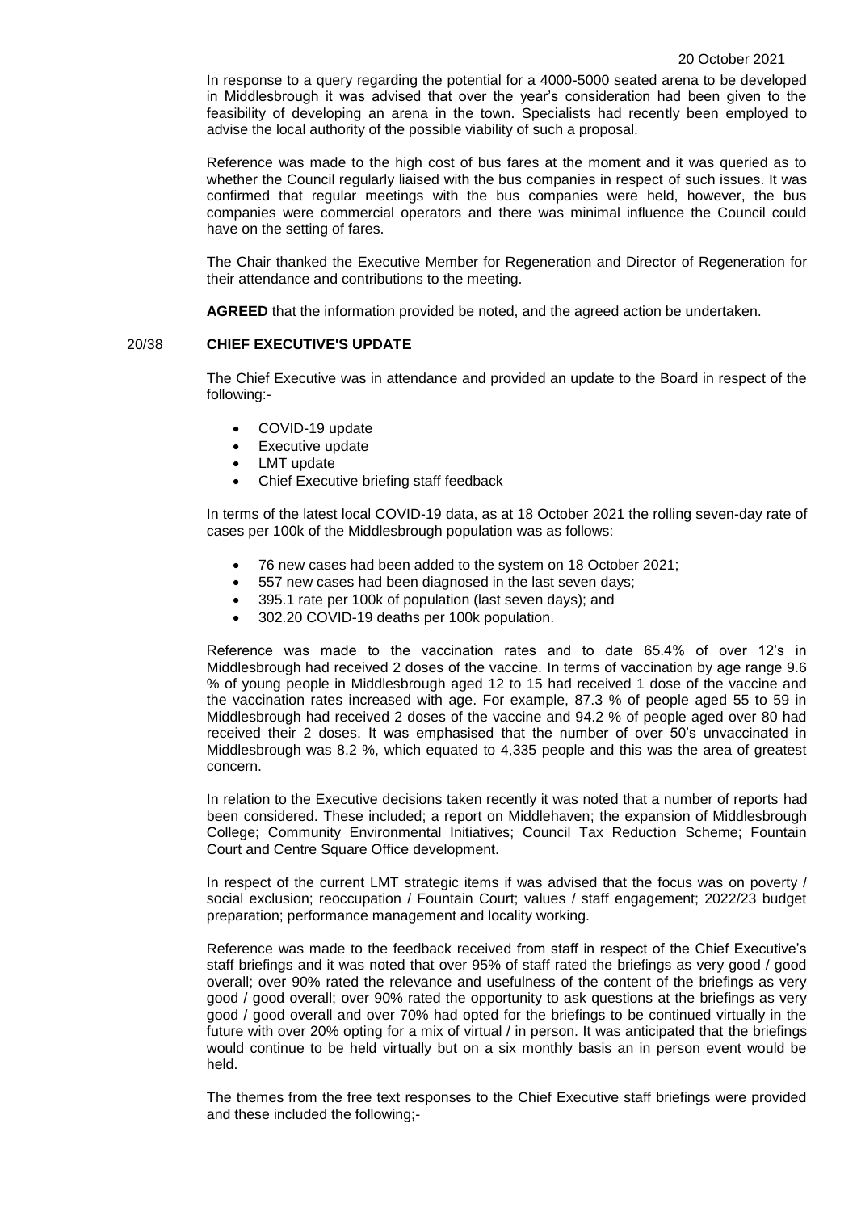In response to a query regarding the potential for a 4000-5000 seated arena to be developed in Middlesbrough it was advised that over the year's consideration had been given to the feasibility of developing an arena in the town. Specialists had recently been employed to advise the local authority of the possible viability of such a proposal.

Reference was made to the high cost of bus fares at the moment and it was queried as to whether the Council regularly liaised with the bus companies in respect of such issues. It was confirmed that regular meetings with the bus companies were held, however, the bus companies were commercial operators and there was minimal influence the Council could have on the setting of fares.

The Chair thanked the Executive Member for Regeneration and Director of Regeneration for their attendance and contributions to the meeting.

**AGREED** that the information provided be noted, and the agreed action be undertaken.

## 20/38 CHIEF EXECUTIVE'S UPDATE

The Chief Executive was in attendance and provided an update to the Board in respect of the following:-

- COVID-19 update
- Executive update
- LMT update
- Chief Executive briefing staff feedback

In terms of the latest local COVID-19 data, as at 18 October 2021 the rolling seven-day rate of cases per 100k of the Middlesbrough population was as follows:

- 76 new cases had been added to the system on 18 October 2021;
- 557 new cases had been diagnosed in the last seven days;
- 395.1 rate per 100k of population (last seven days); and
- 302.20 COVID-19 deaths per 100k population.

Reference was made to the vaccination rates and to date 65.4% of over 12's in Middlesbrough had received 2 doses of the vaccine. In terms of vaccination by age range 9.6 % of young people in Middlesbrough aged 12 to 15 had received 1 dose of the vaccine and the vaccination rates increased with age. For example, 87.3 % of people aged 55 to 59 in Middlesbrough had received 2 doses of the vaccine and 94.2 % of people aged over 80 had received their 2 doses. It was emphasised that the number of over 50's unvaccinated in Middlesbrough was 8.2 %, which equated to 4,335 people and this was the area of greatest concern.

In relation to the Executive decisions taken recently it was noted that a number of reports had been considered. These included; a report on Middlehaven; the expansion of Middlesbrough College; Community Environmental Initiatives; Council Tax Reduction Scheme; Fountain Court and Centre Square Office development.

In respect of the current LMT strategic items if was advised that the focus was on poverty / social exclusion; reoccupation / Fountain Court; values / staff engagement; 2022/23 budget preparation; performance management and locality working.

Reference was made to the feedback received from staff in respect of the Chief Executive's staff briefings and it was noted that over 95% of staff rated the briefings as very good / good overall; over 90% rated the relevance and usefulness of the content of the briefings as very good / good overall; over 90% rated the opportunity to ask questions at the briefings as very good / good overall and over 70% had opted for the briefings to be continued virtually in the future with over 20% opting for a mix of virtual / in person. It was anticipated that the briefings would continue to be held virtually but on a six monthly basis an in person event would be held.

The themes from the free text responses to the Chief Executive staff briefings were provided and these included the following;-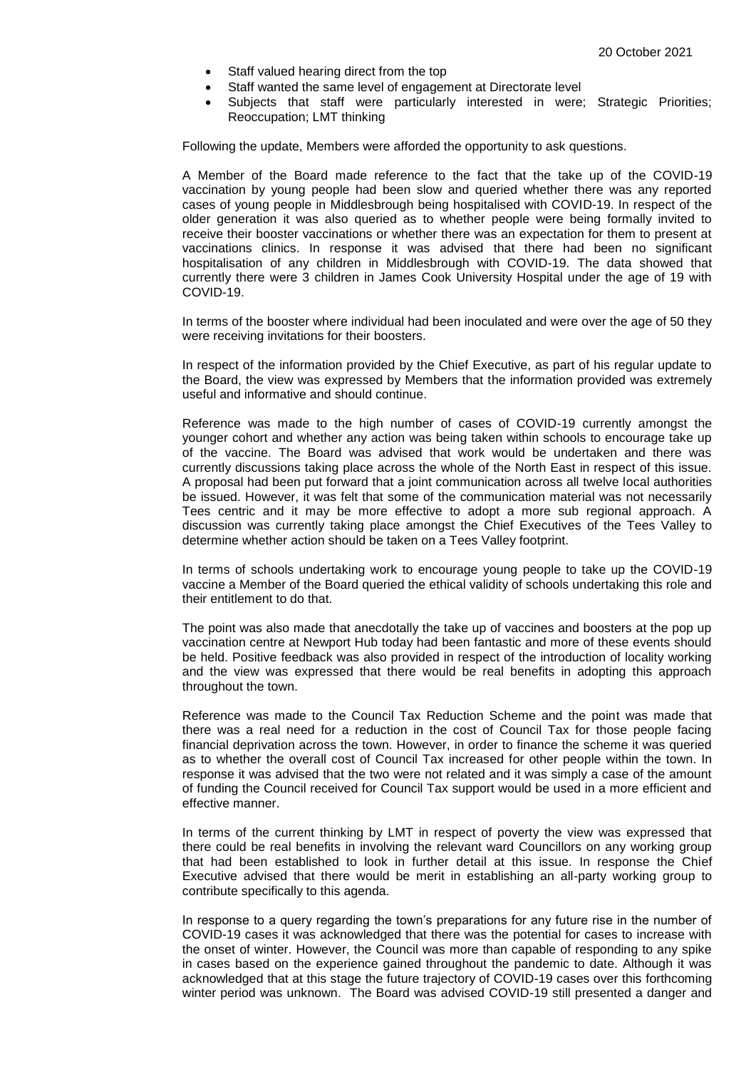- Staff valued hearing direct from the top
- Staff wanted the same level of engagement at Directorate level
- Subjects that staff were particularly interested in were; Strategic Priorities; Reoccupation; LMT thinking

Following the update, Members were afforded the opportunity to ask questions.

A Member of the Board made reference to the fact that the take up of the COVID-19 vaccination by young people had been slow and queried whether there was any reported cases of young people in Middlesbrough being hospitalised with COVID-19. In respect of the older generation it was also queried as to whether people were being formally invited to receive their booster vaccinations or whether there was an expectation for them to present at vaccinations clinics. In response it was advised that there had been no significant hospitalisation of any children in Middlesbrough with COVID-19. The data showed that currently there were 3 children in James Cook University Hospital under the age of 19 with COVID-19.

In terms of the booster where individual had been inoculated and were over the age of 50 they were receiving invitations for their boosters.

In respect of the information provided by the Chief Executive, as part of his regular update to the Board, the view was expressed by Members that the information provided was extremely useful and informative and should continue.

Reference was made to the high number of cases of COVID-19 currently amongst the younger cohort and whether any action was being taken within schools to encourage take up of the vaccine. The Board was advised that work would be undertaken and there was currently discussions taking place across the whole of the North East in respect of this issue. A proposal had been put forward that a joint communication across all twelve local authorities be issued. However, it was felt that some of the communication material was not necessarily Tees centric and it may be more effective to adopt a more sub regional approach. A discussion was currently taking place amongst the Chief Executives of the Tees Valley to determine whether action should be taken on a Tees Valley footprint.

In terms of schools undertaking work to encourage young people to take up the COVID-19 vaccine a Member of the Board queried the ethical validity of schools undertaking this role and their entitlement to do that.

The point was also made that anecdotally the take up of vaccines and boosters at the pop up vaccination centre at Newport Hub today had been fantastic and more of these events should be held. Positive feedback was also provided in respect of the introduction of locality working and the view was expressed that there would be real benefits in adopting this approach throughout the town.

Reference was made to the Council Tax Reduction Scheme and the point was made that there was a real need for a reduction in the cost of Council Tax for those people facing financial deprivation across the town. However, in order to finance the scheme it was queried as to whether the overall cost of Council Tax increased for other people within the town. In response it was advised that the two were not related and it was simply a case of the amount of funding the Council received for Council Tax support would be used in a more efficient and effective manner.

In terms of the current thinking by LMT in respect of poverty the view was expressed that there could be real benefits in involving the relevant ward Councillors on any working group that had been established to look in further detail at this issue. In response the Chief Executive advised that there would be merit in establishing an all-party working group to contribute specifically to this agenda.

In response to a query regarding the town's preparations for any future rise in the number of COVID-19 cases it was acknowledged that there was the potential for cases to increase with the onset of winter. However, the Council was more than capable of responding to any spike in cases based on the experience gained throughout the pandemic to date. Although it was acknowledged that at this stage the future trajectory of COVID-19 cases over this forthcoming winter period was unknown. The Board was advised COVID-19 still presented a danger and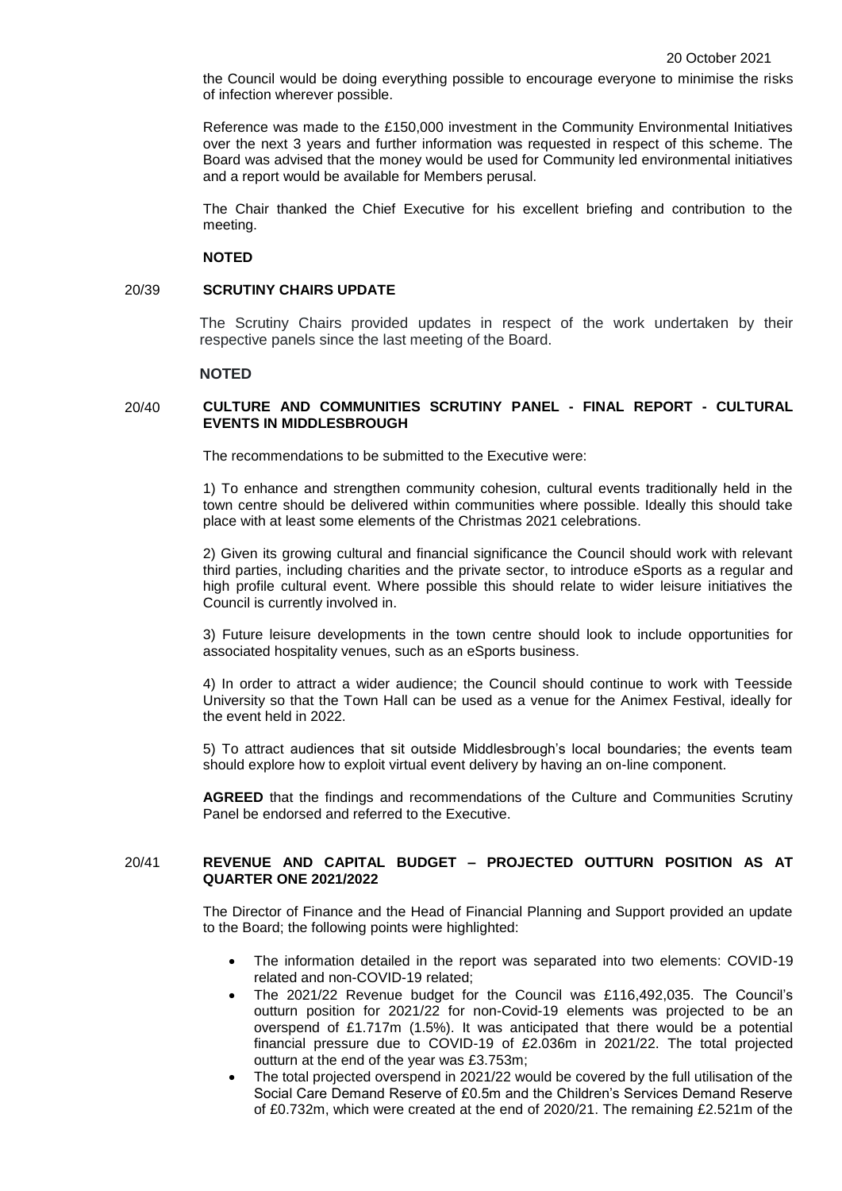the Council would be doing everything possible to encourage everyone to minimise the risks of infection wherever possible.

Reference was made to the £150,000 investment in the Community Environmental Initiatives over the next 3 years and further information was requested in respect of this scheme. The Board was advised that the money would be used for Community led environmental initiatives and a report would be available for Members perusal.

The Chair thanked the Chief Executive for his excellent briefing and contribution to the meeting.

**NOTED**

20/39 **SCRUTINY CHAIRS UPDATE**

The Scrutiny Chairs provided updates in respect of the work undertaken by their respective panels since the last meeting of the Board.

**NOTED**

20/40 **CULTURE AND COMMUNITIES SCRUTINY PANEL - FINAL REPORT - CULTURAL EVENTS IN MIDDLESBROUGH**

The recommendations to be submitted to the Executive were:

1) To enhance and strengthen community cohesion, cultural events traditionally held in the town centre should be delivered within communities where possible. Ideally this should take place with at least some elements of the Christmas 2021 celebrations.

2) Given its growing cultural and financial significance the Council should work with relevant third parties, including charities and the private sector, to introduce eSports as a regular and high profile cultural event. Where possible this should relate to wider leisure initiatives the Council is currently involved in.

3) Future leisure developments in the town centre should look to include opportunities for associated hospitality venues, such as an eSports business.

4) In order to attract a wider audience; the Council should continue to work with Teesside University so that the Town Hall can be used as a venue for the Animex Festival, ideally for the event held in 2022.

5) To attract audiences that sit outside Middlesbrough's local boundaries; the events team should explore how to exploit virtual event delivery by having an on-line component.

**AGREED** that the findings and recommendations of the Culture and Communities Scrutiny Panel be endorsed and referred to the Executive.

20/41 **REVENUE AND CAPITAL BUDGET – PROJECTED OUTTURN POSITION AS AT QUARTER ONE 2021/2022**

The Director of Finance and the Head of Financial Planning and Support provided an update to the Board; the following points were highlighted:

- The information detailed in the report was separated into two elements: COVID-19 related and non-COVID-19 related;
- The 2021/22 Revenue budget for the Council was £116,492,035. The Council's outturn position for 2021/22 for non-Covid-19 elements was projected to be an overspend of £1.717m (1.5%). It was anticipated that there would be a potential financial pressure due to COVID-19 of £2.036m in 2021/22. The total projected outturn at the end of the year was £3.753m;
- The total projected overspend in 2021/22 would be covered by the full utilisation of the Social Care Demand Reserve of £0.5m and the Children's Services Demand Reserve of £0.732m, which were created at the end of 2020/21. The remaining £2.521m of the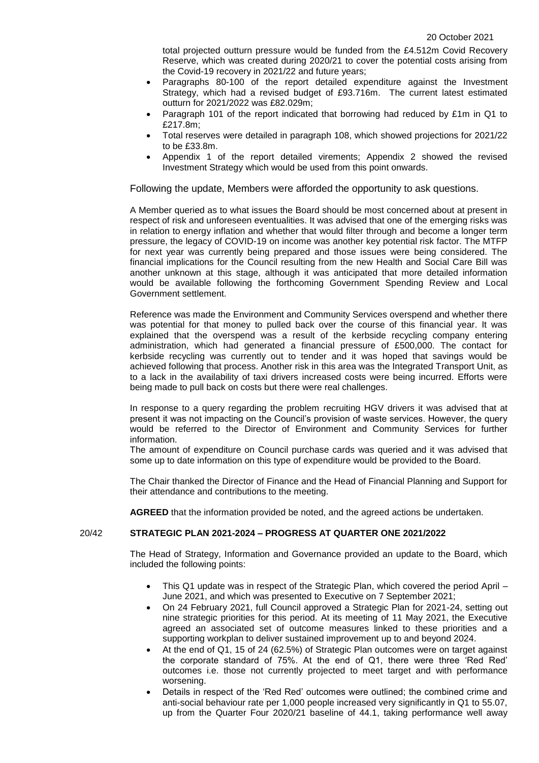total projected outturn pressure would be funded from the £4.512m Covid Recovery Reserve, which was created during 2020/21 to cover the potential costs arising from the Covid-19 recovery in 2021/22 and future years;

- Paragraphs 80-100 of the report detailed expenditure against the Investment Strategy, which had a revised budget of £93.716m. The current latest estimated outturn for 2021/2022 was £82.029m;
- Paragraph 101 of the report indicated that borrowing had reduced by £1m in Q1 to £217.8m;
- Total reserves were detailed in paragraph 108, which showed projections for 2021/22 to be £33.8m.
- Appendix 1 of the report detailed virements; Appendix 2 showed the revised Investment Strategy which would be used from this point onwards.

Following the update, Members were afforded the opportunity to ask questions.

A Member queried as to what issues the Board should be most concerned about at present in respect of risk and unforeseen eventualities. It was advised that one of the emerging risks was in relation to energy inflation and whether that would filter through and become a longer term pressure, the legacy of COVID-19 on income was another key potential risk factor. The MTFP for next year was currently being prepared and those issues were being considered. The financial implications for the Council resulting from the new Health and Social Care Bill was another unknown at this stage, although it was anticipated that more detailed information would be available following the forthcoming Government Spending Review and Local Government settlement.

Reference was made the Environment and Community Services overspend and whether there was potential for that money to pulled back over the course of this financial year. It was explained that the overspend was a result of the kerbside recycling company entering administration, which had generated a financial pressure of £500,000. The contact for kerbside recycling was currently out to tender and it was hoped that savings would be achieved following that process. Another risk in this area was the Integrated Transport Unit, as to a lack in the availability of taxi drivers increased costs were being incurred. Efforts were being made to pull back on costs but there were real challenges.

In response to a query regarding the problem recruiting HGV drivers it was advised that at present it was not impacting on the Council's provision of waste services. However, the query would be referred to the Director of Environment and Community Services for further information.

The amount of expenditure on Council purchase cards was queried and it was advised that some up to date information on this type of expenditure would be provided to the Board.

The Chair thanked the Director of Finance and the Head of Financial Planning and Support for their attendance and contributions to the meeting.

**AGREED** that the information provided be noted, and the agreed actions be undertaken.

## 20/42 STRATEGIC PLAN 2021-2024 – PROGRESS AT QUARTER ONE 2021/2022

The Head of Strategy, Information and Governance provided an update to the Board, which included the following points:

- This Q1 update was in respect of the Strategic Plan, which covered the period April – June 2021, and which was presented to Executive on 7 September 2021;
- On 24 February 2021, full Council approved a Strategic Plan for 2021-24, setting out nine strategic priorities for this period. At its meeting of 11 May 2021, the Executive agreed an associated set of outcome measures linked to these priorities and a supporting workplan to deliver sustained improvement up to and beyond 2024.
- At the end of Q1, 15 of 24 (62.5%) of Strategic Plan outcomes were on target against the corporate standard of 75%. At the end of Q1, there were three 'Red Red' outcomes i.e. those not currently projected to meet target and with performance worsening.
- Details in respect of the 'Red Red' outcomes were outlined; the combined crime and anti-social behaviour rate per 1,000 people increased very significantly in Q1 to 55.07, up from the Quarter Four 2020/21 baseline of 44.1, taking performance well away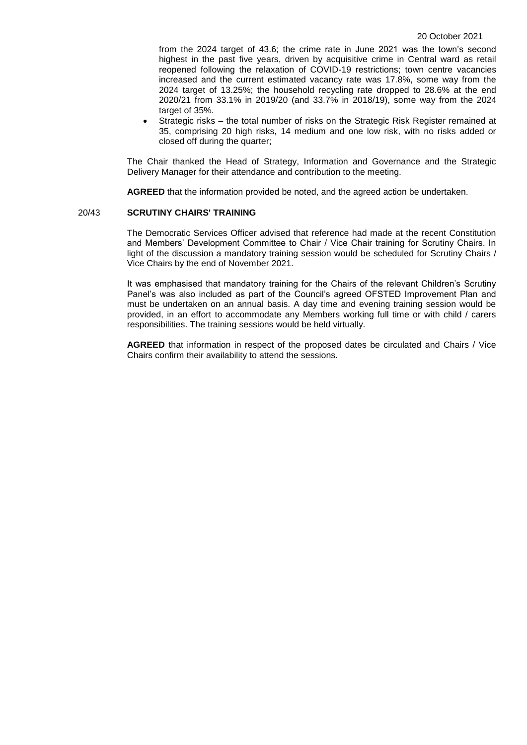from the 2024 target of 43.6; the crime rate in June 2021 was the town's second highest in the past five years, driven by acquisitive crime in Central ward as retail reopened following the relaxation of COVID-19 restrictions; town centre vacancies increased and the current estimated vacancy rate was 17.8%, some way from the 2024 target of 13.25%; the household recycling rate dropped to 28.6% at the end 2020/21 from 33.1% in 2019/20 (and 33.7% in 2018/19), some way from the 2024 target of 35%.

- Strategic risks – the total number of risks on the Strategic Risk Register remained at 35, comprising 20 high risks, 14 medium and one low risk, with no risks added or closed off during the quarter;

The Chair thanked the Head of Strategy, Information and Governance and the Strategic Delivery Manager for their attendance and contribution to the meeting.

**AGREED** that the information provided be noted, and the agreed action be undertaken.

## 20/43 SCRUTINY CHAIRS' TRAINING

The Democratic Services Officer advised that reference had made at the recent Constitution and Members' Development Committee to Chair / Vice Chair training for Scrutiny Chairs. In light of the discussion a mandatory training session would be scheduled for Scrutiny Chairs / Vice Chairs by the end of November 2021.

It was emphasised that mandatory training for the Chairs of the relevant Children's Scrutiny Panel's was also included as part of the Council's agreed OFSTED Improvement Plan and must be undertaken on an annual basis. A day time and evening training session would be provided, in an effort to accommodate any Members working full time or with child / carers responsibilities. The training sessions would be held virtually.

**AGREED** that information in respect of the proposed dates be circulated and Chairs / Vice Chairs confirm their availability to attend the sessions.